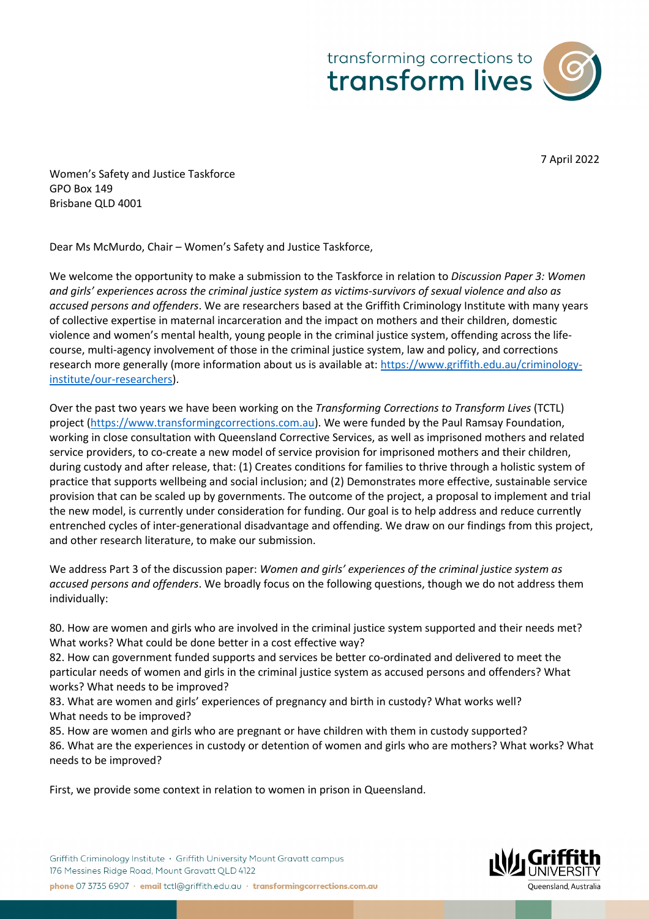7 April 2022

Women's Safety and Justice Taskforce
GPO Box 149
Brisbane QLD 4001

Dear Ms McMurdo, Chair – Women's Safety and Justice Taskforce,

We welcome the opportunity to make a submission to the Taskforce in relation to *Discussion Paper 3: Women and girls' experiences across the criminal justice system as victims-survivors of sexual violence and also as accused persons and offenders*. We are researchers based at the Griffith Criminology Institute with many years of collective expertise in maternal incarceration and the impact on mothers and their children, domestic violence and women's mental health, young people in the criminal justice system, offending across the life-course, multi-agency involvement of those in the criminal justice system, law and policy, and corrections research more generally (more information about us is available at: [https://www.griffith.edu.au/criminology-institute/our-researchers](https://www.griffith.edu.au/criminology-institute/our-researchers)).

Over the past two years we have been working on the *Transforming Corrections to Transform Lives* (TCTL) project ([https://www.transformingcorrections.com.au](https://www.transformingcorrections.com.au)). We were funded by the Paul Ramsay Foundation, working in close consultation with Queensland Corrective Services, as well as imprisoned mothers and related service providers, to co-create a new model of service provision for imprisoned mothers and their children, during custody and after release, that: (1) Creates conditions for families to thrive through a holistic system of practice that supports wellbeing and social inclusion; and (2) Demonstrates more effective, sustainable service provision that can be scaled up by governments. The outcome of the project, a proposal to implement and trial the new model, is currently under consideration for funding. Our goal is to help address and reduce currently entrenched cycles of inter-generational disadvantage and offending. We draw on our findings from this project, and other research literature, to make our submission.

We address Part 3 of the discussion paper: *Women and girls' experiences of the criminal justice system as accused persons and offenders*. We broadly focus on the following questions, though we do not address them individually:

80. How are women and girls who are involved in the criminal justice system supported and their needs met? What works? What could be done better in a cost effective way?
82. How can government funded supports and services be better co-ordinated and delivered to meet the particular needs of women and girls in the criminal justice system as accused persons and offenders? What works? What needs to be improved?
83. What are women and girls' experiences of pregnancy and birth in custody? What works well? What needs to be improved?
85. How are women and girls who are pregnant or have children with them in custody supported?
86. What are the experiences in custody or detention of women and girls who are mothers? What works? What needs to be improved?

First, we provide some context in relation to women in prison in Queensland.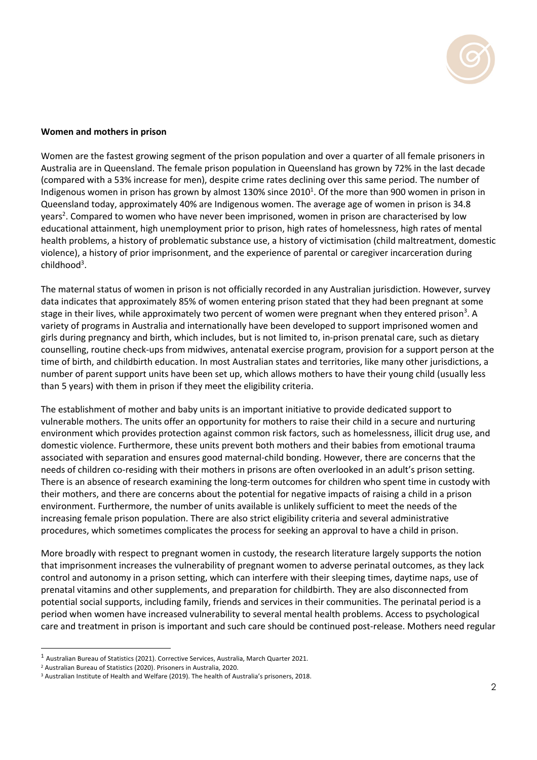**Women and mothers in prison**

Women are the fastest growing segment of the prison population and over a quarter of all female prisoners in Australia are in Queensland. The female prison population in Queensland has grown by 72% in the last decade (compared with a 53% increase for men), despite crime rates declining over this same period. The number of Indigenous women in prison has grown by almost 130% since 2010[1]. Of the more than 900 women in prison in Queensland today, approximately 40% are Indigenous women. The average age of women in prison is 34.8 years[2]. Compared to women who have never been imprisoned, women in prison are characterised by low educational attainment, high unemployment prior to prison, high rates of homelessness, high rates of mental health problems, a history of problematic substance use, a history of victimisation (child maltreatment, domestic violence), a history of prior imprisonment, and the experience of parental or caregiver incarceration during childhood[3].

The maternal status of women in prison is not officially recorded in any Australian jurisdiction. However, survey data indicates that approximately 85% of women entering prison stated that they had been pregnant at some stage in their lives, while approximately two percent of women were pregnant when they entered prison[3]. A variety of programs in Australia and internationally have been developed to support imprisoned women and girls during pregnancy and birth, which includes, but is not limited to, in-prison prenatal care, such as dietary counselling, routine check-ups from midwives, antenatal exercise program, provision for a support person at the time of birth, and childbirth education. In most Australian states and territories, like many other jurisdictions, a number of parent support units have been set up, which allows mothers to have their young child (usually less than 5 years) with them in prison if they meet the eligibility criteria.

The establishment of mother and baby units is an important initiative to provide dedicated support to vulnerable mothers. The units offer an opportunity for mothers to raise their child in a secure and nurturing environment which provides protection against common risk factors, such as homelessness, illicit drug use, and domestic violence. Furthermore, these units prevent both mothers and their babies from emotional trauma associated with separation and ensures good maternal-child bonding. However, there are concerns that the needs of children co-residing with their mothers in prisons are often overlooked in an adult's prison setting. There is an absence of research examining the long-term outcomes for children who spent time in custody with their mothers, and there are concerns about the potential for negative impacts of raising a child in a prison environment. Furthermore, the number of units available is unlikely sufficient to meet the needs of the increasing female prison population. There are also strict eligibility criteria and several administrative procedures, which sometimes complicates the process for seeking an approval to have a child in prison.

More broadly with respect to pregnant women in custody, the research literature largely supports the notion that imprisonment increases the vulnerability of pregnant women to adverse perinatal outcomes, as they lack control and autonomy in a prison setting, which can interfere with their sleeping times, daytime naps, use of prenatal vitamins and other supplements, and preparation for childbirth. They are also disconnected from potential social supports, including family, friends and services in their communities. The perinatal period is a period when women have increased vulnerability to several mental health problems. Access to psychological care and treatment in prison is important and such care should be continued post-release. Mothers need regular

---

[1] Australian Bureau of Statistics (2021). Corrective Services, Australia, March Quarter 2021.

[2] Australian Bureau of Statistics (2020). Prisoners in Australia, 2020.

[3] Australian Institute of Health and Welfare (2019). The health of Australia's prisoners, 2018.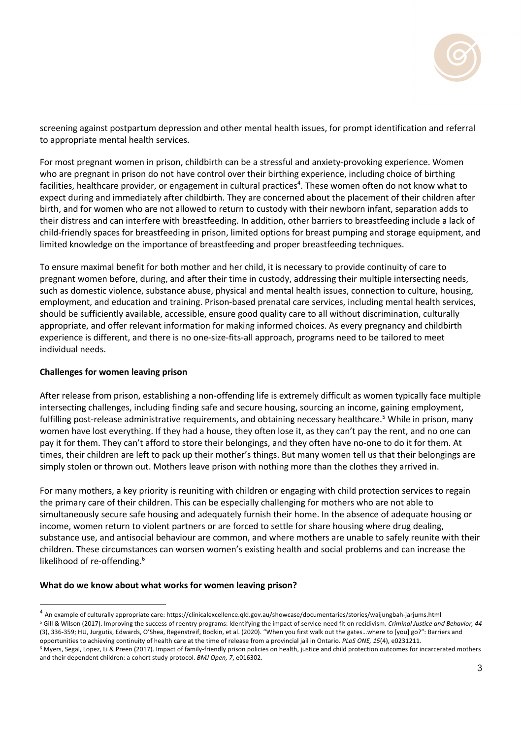screening against postpartum depression and other mental health issues, for prompt identification and referral to appropriate mental health services.

For most pregnant women in prison, childbirth can be a stressful and anxiety-provoking experience. Women who are pregnant in prison do not have control over their birthing experience, including choice of birthing facilities, healthcare provider, or engagement in cultural practices[4]. These women often do not know what to expect during and immediately after childbirth. They are concerned about the placement of their children after birth, and for women who are not allowed to return to custody with their newborn infant, separation adds to their distress and can interfere with breastfeeding. In addition, other barriers to breastfeeding include a lack of child-friendly spaces for breastfeeding in prison, limited options for breast pumping and storage equipment, and limited knowledge on the importance of breastfeeding and proper breastfeeding techniques.

To ensure maximal benefit for both mother and her child, it is necessary to provide continuity of care to pregnant women before, during, and after their time in custody, addressing their multiple intersecting needs, such as domestic violence, substance abuse, physical and mental health issues, connection to culture, housing, employment, and education and training. Prison-based prenatal care services, including mental health services, should be sufficiently available, accessible, ensure good quality care to all without discrimination, culturally appropriate, and offer relevant information for making informed choices. As every pregnancy and childbirth experience is different, and there is no one-size-fits-all approach, programs need to be tailored to meet individual needs.

**Challenges for women leaving prison**

After release from prison, establishing a non-offending life is extremely difficult as women typically face multiple intersecting challenges, including finding safe and secure housing, sourcing an income, gaining employment, fulfilling post-release administrative requirements, and obtaining necessary healthcare.[5] While in prison, many women have lost everything. If they had a house, they often lose it, as they can't pay the rent, and no one can pay it for them. They can't afford to store their belongings, and they often have no-one to do it for them. At times, their children are left to pack up their mother's things. But many women tell us that their belongings are simply stolen or thrown out. Mothers leave prison with nothing more than the clothes they arrived in.

For many mothers, a key priority is reuniting with children or engaging with child protection services to regain the primary care of their children. This can be especially challenging for mothers who are not able to simultaneously secure safe housing and adequately furnish their home. In the absence of adequate housing or income, women return to violent partners or are forced to settle for share housing where drug dealing, substance use, and antisocial behaviour are common, and where mothers are unable to safely reunite with their children. These circumstances can worsen women's existing health and social problems and can increase the likelihood of re-offending.[6]

**What do we know about what works for women leaving prison?**

---

[4] An example of culturally appropriate care: https://clinicalexcellence.qld.gov.au/showcase/documentaries/stories/waijungbah-jarjums.html

[5] Gill & Wilson (2017). Improving the success of reentry programs: Identifying the impact of service-need fit on recidivism. *Criminal Justice and Behavior, 44* (3), 336-359; HU, Jurgutis, Edwards, O'Shea, Regenstreif, Bodkin, et al. (2020). "When you first walk out the gates…where to [you] go?": Barriers and opportunities to achieving continuity of health care at the time of release from a provincial jail in Ontario. *PLoS ONE, 15*(4), e0231211.

[6] Myers, Segal, Lopez, Li & Preen (2017). Impact of family-friendly prison policies on health, justice and child protection outcomes for incarcerated mothers and their dependent children: a cohort study protocol. *BMJ Open, 7*, e016302.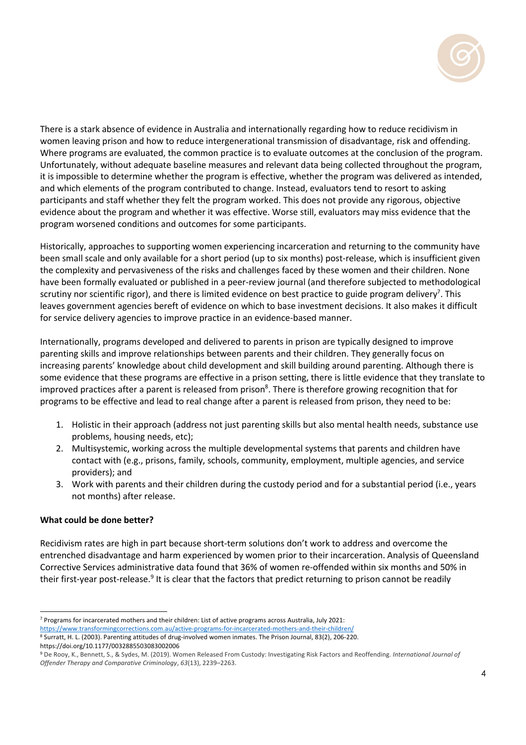There is a stark absence of evidence in Australia and internationally regarding how to reduce recidivism in women leaving prison and how to reduce intergenerational transmission of disadvantage, risk and offending. Where programs are evaluated, the common practice is to evaluate outcomes at the conclusion of the program. Unfortunately, without adequate baseline measures and relevant data being collected throughout the program, it is impossible to determine whether the program is effective, whether the program was delivered as intended, and which elements of the program contributed to change. Instead, evaluators tend to resort to asking participants and staff whether they felt the program worked. This does not provide any rigorous, objective evidence about the program and whether it was effective. Worse still, evaluators may miss evidence that the program worsened conditions and outcomes for some participants.

Historically, approaches to supporting women experiencing incarceration and returning to the community have been small scale and only available for a short period (up to six months) post-release, which is insufficient given the complexity and pervasiveness of the risks and challenges faced by these women and their children. None have been formally evaluated or published in a peer-review journal (and therefore subjected to methodological scrutiny nor scientific rigor), and there is limited evidence on best practice to guide program delivery[7]. This leaves government agencies bereft of evidence on which to base investment decisions. It also makes it difficult for service delivery agencies to improve practice in an evidence-based manner.

Internationally, programs developed and delivered to parents in prison are typically designed to improve parenting skills and improve relationships between parents and their children. They generally focus on increasing parents' knowledge about child development and skill building around parenting. Although there is some evidence that these programs are effective in a prison setting, there is little evidence that they translate to improved practices after a parent is released from prison[8]. There is therefore growing recognition that for programs to be effective and lead to real change after a parent is released from prison, they need to be:

1. Holistic in their approach (address not just parenting skills but also mental health needs, substance use problems, housing needs, etc);
2. Multisystemic, working across the multiple developmental systems that parents and children have contact with (e.g., prisons, family, schools, community, employment, multiple agencies, and service providers); and
3. Work with parents and their children during the custody period and for a substantial period (i.e., years not months) after release.

**What could be done better?**

Recidivism rates are high in part because short-term solutions don't work to address and overcome the entrenched disadvantage and harm experienced by women prior to their incarceration. Analysis of Queensland Corrective Services administrative data found that 36% of women re-offended within six months and 50% in their first-year post-release.[9] It is clear that the factors that predict returning to prison cannot be readily

---

[7] Programs for incarcerated mothers and their children: List of active programs across Australia, July 2021: https://www.transformingcorrections.com.au/active-programs-for-incarcerated-mothers-and-their-children/

[8] Surratt, H. L. (2003). Parenting attitudes of drug-involved women inmates. The Prison Journal, 83(2), 206-220. https://doi.org/10.1177/0032885503083002006

[9] De Rooy, K., Bennett, S., & Sydes, M. (2019). Women Released From Custody: Investigating Risk Factors and Reoffending. *International Journal of Offender Therapy and Comparative Criminology*, *63*(13), 2239–2263.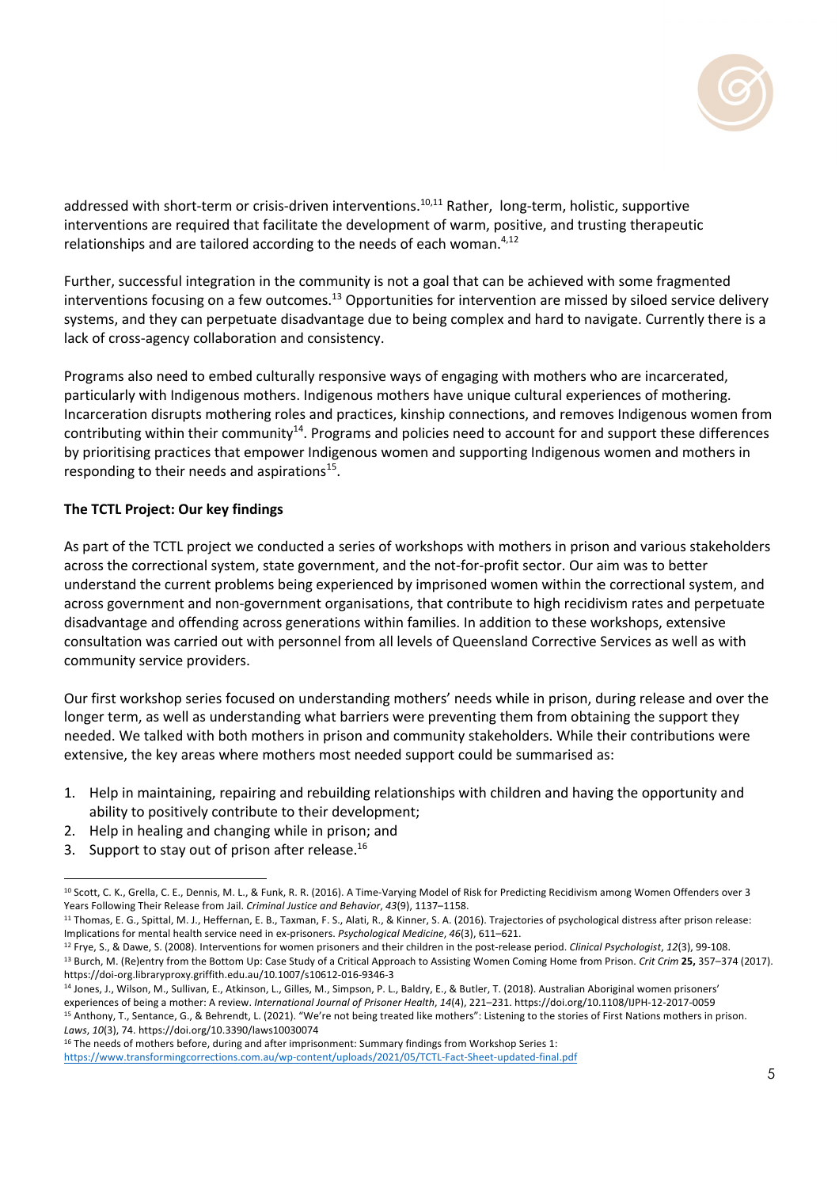addressed with short-term or crisis-driven interventions.[10,11] Rather, long-term, holistic, supportive interventions are required that facilitate the development of warm, positive, and trusting therapeutic relationships and are tailored according to the needs of each woman.[4,12]

Further, successful integration in the community is not a goal that can be achieved with some fragmented interventions focusing on a few outcomes.[13] Opportunities for intervention are missed by siloed service delivery systems, and they can perpetuate disadvantage due to being complex and hard to navigate. Currently there is a lack of cross-agency collaboration and consistency.

Programs also need to embed culturally responsive ways of engaging with mothers who are incarcerated, particularly with Indigenous mothers. Indigenous mothers have unique cultural experiences of mothering. Incarceration disrupts mothering roles and practices, kinship connections, and removes Indigenous women from contributing within their community[14]. Programs and policies need to account for and support these differences by prioritising practices that empower Indigenous women and supporting Indigenous women and mothers in responding to their needs and aspirations[15].

**The TCTL Project: Our key findings**

As part of the TCTL project we conducted a series of workshops with mothers in prison and various stakeholders across the correctional system, state government, and the not-for-profit sector. Our aim was to better understand the current problems being experienced by imprisoned women within the correctional system, and across government and non-government organisations, that contribute to high recidivism rates and perpetuate disadvantage and offending across generations within families. In addition to these workshops, extensive consultation was carried out with personnel from all levels of Queensland Corrective Services as well as with community service providers.

Our first workshop series focused on understanding mothers' needs while in prison, during release and over the longer term, as well as understanding what barriers were preventing them from obtaining the support they needed. We talked with both mothers in prison and community stakeholders. While their contributions were extensive, the key areas where mothers most needed support could be summarised as:

1. Help in maintaining, repairing and rebuilding relationships with children and having the opportunity and ability to positively contribute to their development;
2. Help in healing and changing while in prison; and
3. Support to stay out of prison after release.[16]

---

[10] Scott, C. K., Grella, C. E., Dennis, M. L., & Funk, R. R. (2016). A Time-Varying Model of Risk for Predicting Recidivism among Women Offenders over 3 Years Following Their Release from Jail. *Criminal Justice and Behavior*, *43*(9), 1137–1158.

[11] Thomas, E. G., Spittal, M. J., Heffernan, E. B., Taxman, F. S., Alati, R., & Kinner, S. A. (2016). Trajectories of psychological distress after prison release: Implications for mental health service need in ex-prisoners. *Psychological Medicine*, *46*(3), 611–621.

[12] Frye, S., & Dawe, S. (2008). Interventions for women prisoners and their children in the post-release period. *Clinical Psychologist*, *12*(3), 99-108.

[13] Burch, M. (Re)entry from the Bottom Up: Case Study of a Critical Approach to Assisting Women Coming Home from Prison. *Crit Crim* **25,** 357–374 (2017). https://doi-org.libraryproxy.griffith.edu.au/10.1007/s10612-016-9346-3

[14] Jones, J., Wilson, M., Sullivan, E., Atkinson, L., Gilles, M., Simpson, P. L., Baldry, E., & Butler, T. (2018). Australian Aboriginal women prisoners' experiences of being a mother: A review. *International Journal of Prisoner Health*, *14*(4), 221–231. https://doi.org/10.1108/IJPH-12-2017-0059

[15] Anthony, T., Sentance, G., & Behrendt, L. (2021). "We're not being treated like mothers": Listening to the stories of First Nations mothers in prison. *Laws*, *10*(3), 74. https://doi.org/10.3390/laws10030074

[16] The needs of mothers before, during and after imprisonment: Summary findings from Workshop Series 1: https://www.transformingcorrections.com.au/wp-content/uploads/2021/05/TCTL-Fact-Sheet-updated-final.pdf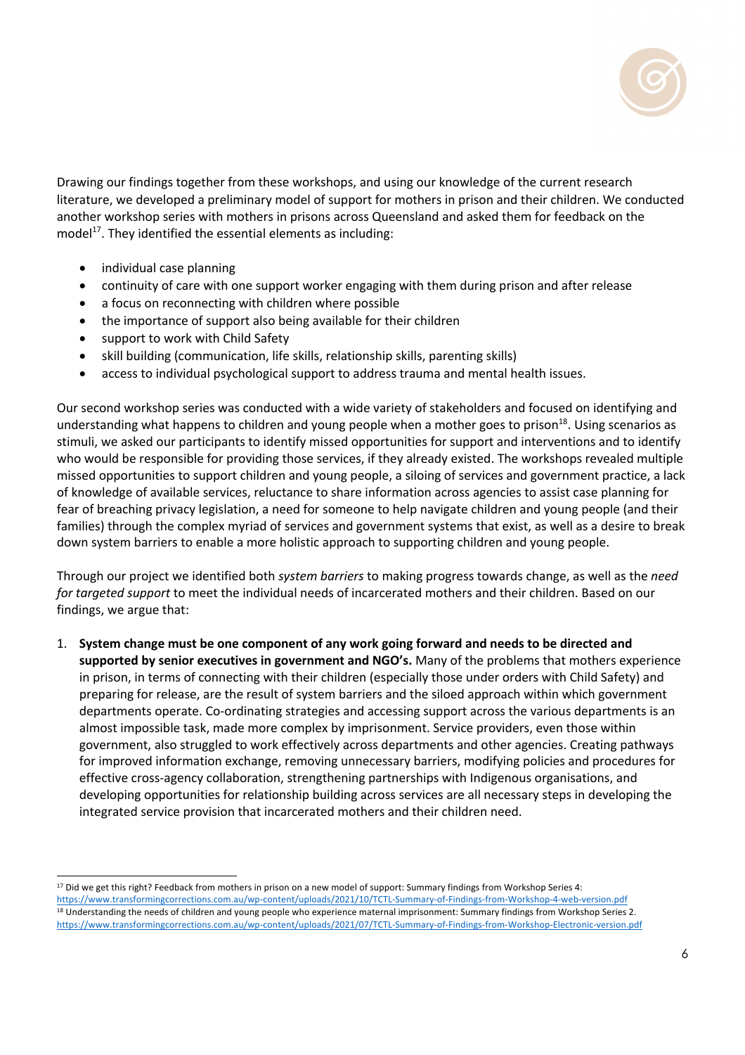Drawing our findings together from these workshops, and using our knowledge of the current research literature, we developed a preliminary model of support for mothers in prison and their children. We conducted another workshop series with mothers in prisons across Queensland and asked them for feedback on the model[17]. They identified the essential elements as including:

- individual case planning
- continuity of care with one support worker engaging with them during prison and after release
- a focus on reconnecting with children where possible
- the importance of support also being available for their children
- support to work with Child Safety
- skill building (communication, life skills, relationship skills, parenting skills)
- access to individual psychological support to address trauma and mental health issues.

Our second workshop series was conducted with a wide variety of stakeholders and focused on identifying and understanding what happens to children and young people when a mother goes to prison[18]. Using scenarios as stimuli, we asked our participants to identify missed opportunities for support and interventions and to identify who would be responsible for providing those services, if they already existed. The workshops revealed multiple missed opportunities to support children and young people, a siloing of services and government practice, a lack of knowledge of available services, reluctance to share information across agencies to assist case planning for fear of breaching privacy legislation, a need for someone to help navigate children and young people (and their families) through the complex myriad of services and government systems that exist, as well as a desire to break down system barriers to enable a more holistic approach to supporting children and young people.

Through our project we identified both *system barriers* to making progress towards change, as well as the *need for targeted support* to meet the individual needs of incarcerated mothers and their children. Based on our findings, we argue that:

1. **System change must be one component of any work going forward and needs to be directed and supported by senior executives in government and NGO's.** Many of the problems that mothers experience in prison, in terms of connecting with their children (especially those under orders with Child Safety) and preparing for release, are the result of system barriers and the siloed approach within which government departments operate. Co-ordinating strategies and accessing support across the various departments is an almost impossible task, made more complex by imprisonment. Service providers, even those within government, also struggled to work effectively across departments and other agencies. Creating pathways for improved information exchange, removing unnecessary barriers, modifying policies and procedures for effective cross-agency collaboration, strengthening partnerships with Indigenous organisations, and developing opportunities for relationship building across services are all necessary steps in developing the integrated service provision that incarcerated mothers and their children need.

---

[17] Did we get this right? Feedback from mothers in prison on a new model of support: Summary findings from Workshop Series 4: https://www.transformingcorrections.com.au/wp-content/uploads/2021/10/TCTL-Summary-of-Findings-from-Workshop-4-web-version.pdf

[18] Understanding the needs of children and young people who experience maternal imprisonment: Summary findings from Workshop Series 2. https://www.transformingcorrections.com.au/wp-content/uploads/2021/07/TCTL-Summary-of-Findings-from-Workshop-Electronic-version.pdf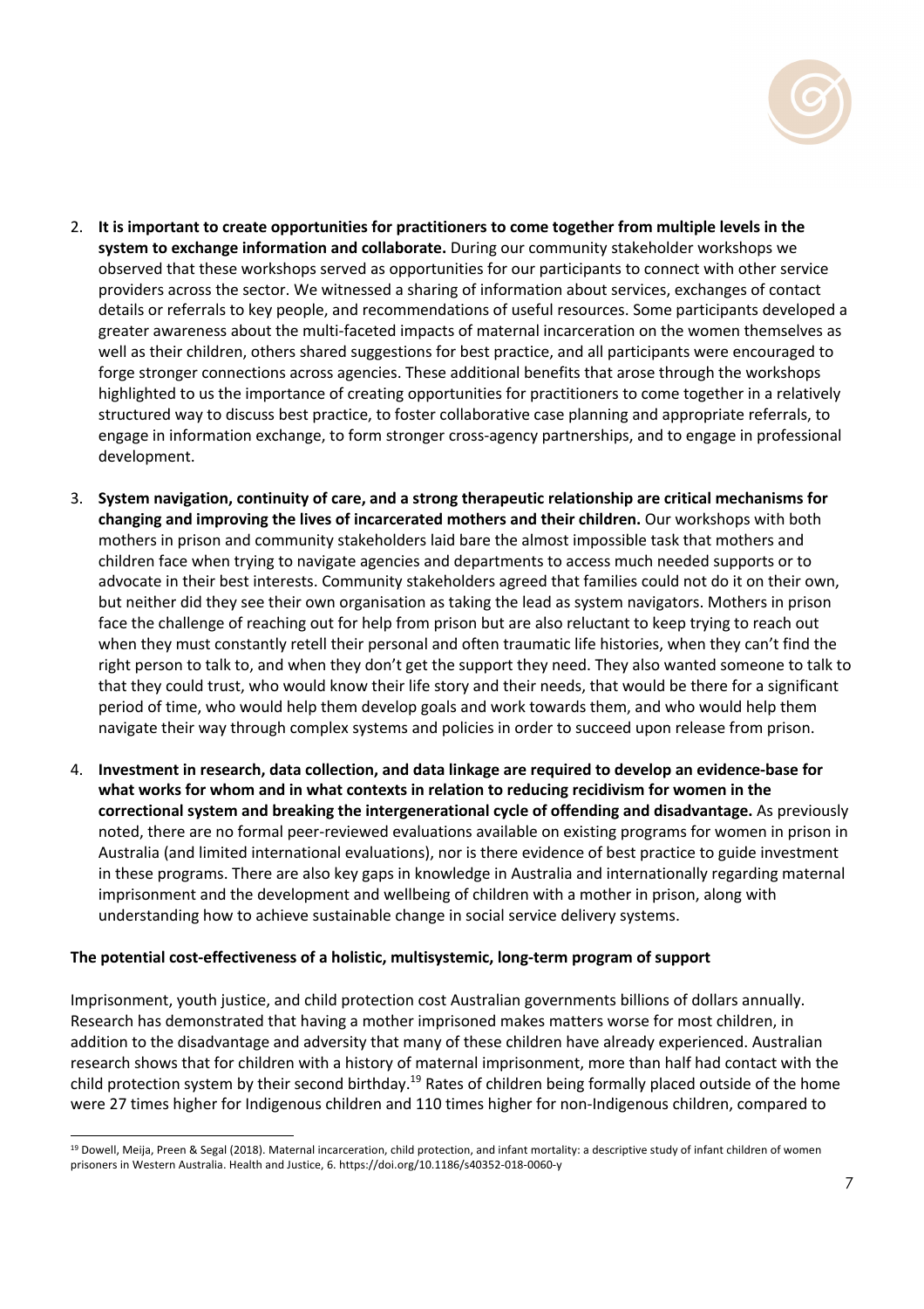2. **It is important to create opportunities for practitioners to come together from multiple levels in the system to exchange information and collaborate.** During our community stakeholder workshops we observed that these workshops served as opportunities for our participants to connect with other service providers across the sector. We witnessed a sharing of information about services, exchanges of contact details or referrals to key people, and recommendations of useful resources. Some participants developed a greater awareness about the multi-faceted impacts of maternal incarceration on the women themselves as well as their children, others shared suggestions for best practice, and all participants were encouraged to forge stronger connections across agencies. These additional benefits that arose through the workshops highlighted to us the importance of creating opportunities for practitioners to come together in a relatively structured way to discuss best practice, to foster collaborative case planning and appropriate referrals, to engage in information exchange, to form stronger cross-agency partnerships, and to engage in professional development.

3. **System navigation, continuity of care, and a strong therapeutic relationship are critical mechanisms for changing and improving the lives of incarcerated mothers and their children.** Our workshops with both mothers in prison and community stakeholders laid bare the almost impossible task that mothers and children face when trying to navigate agencies and departments to access much needed supports or to advocate in their best interests. Community stakeholders agreed that families could not do it on their own, but neither did they see their own organisation as taking the lead as system navigators. Mothers in prison face the challenge of reaching out for help from prison but are also reluctant to keep trying to reach out when they must constantly retell their personal and often traumatic life histories, when they can't find the right person to talk to, and when they don't get the support they need. They also wanted someone to talk to that they could trust, who would know their life story and their needs, that would be there for a significant period of time, who would help them develop goals and work towards them, and who would help them navigate their way through complex systems and policies in order to succeed upon release from prison.

4. **Investment in research, data collection, and data linkage are required to develop an evidence-base for what works for whom and in what contexts in relation to reducing recidivism for women in the correctional system and breaking the intergenerational cycle of offending and disadvantage.** As previously noted, there are no formal peer-reviewed evaluations available on existing programs for women in prison in Australia (and limited international evaluations), nor is there evidence of best practice to guide investment in these programs. There are also key gaps in knowledge in Australia and internationally regarding maternal imprisonment and the development and wellbeing of children with a mother in prison, along with understanding how to achieve sustainable change in social service delivery systems.

**The potential cost-effectiveness of a holistic, multisystemic, long-term program of support**

Imprisonment, youth justice, and child protection cost Australian governments billions of dollars annually. Research has demonstrated that having a mother imprisoned makes matters worse for most children, in addition to the disadvantage and adversity that many of these children have already experienced. Australian research shows that for children with a history of maternal imprisonment, more than half had contact with the child protection system by their second birthday.[19] Rates of children being formally placed outside of the home were 27 times higher for Indigenous children and 110 times higher for non-Indigenous children, compared to

[19] Dowell, Meija, Preen & Segal (2018). Maternal incarceration, child protection, and infant mortality: a descriptive study of infant children of women prisoners in Western Australia. Health and Justice, 6. https://doi.org/10.1186/s40352-018-0060-y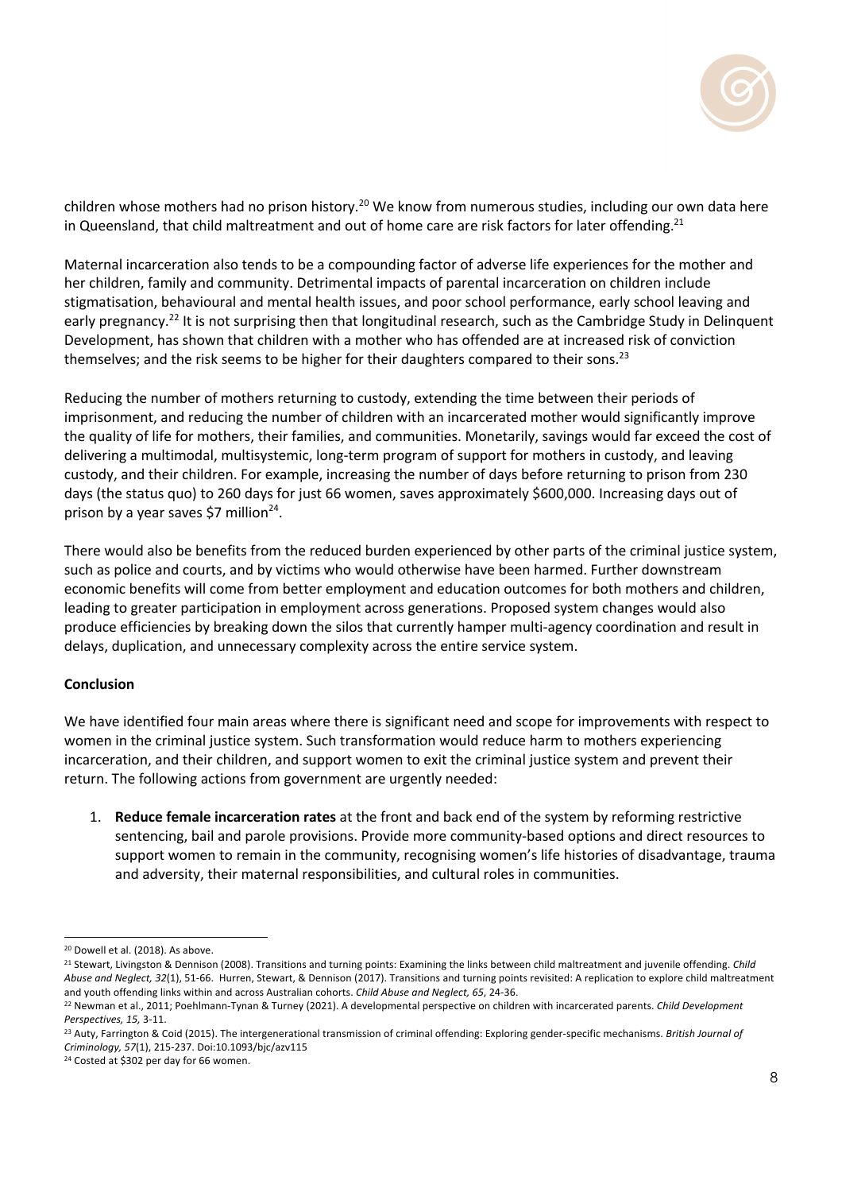children whose mothers had no prison history.[20] We know from numerous studies, including our own data here in Queensland, that child maltreatment and out of home care are risk factors for later offending.[21]

Maternal incarceration also tends to be a compounding factor of adverse life experiences for the mother and her children, family and community. Detrimental impacts of parental incarceration on children include stigmatisation, behavioural and mental health issues, and poor school performance, early school leaving and early pregnancy.[22] It is not surprising then that longitudinal research, such as the Cambridge Study in Delinquent Development, has shown that children with a mother who has offended are at increased risk of conviction themselves; and the risk seems to be higher for their daughters compared to their sons.[23]

Reducing the number of mothers returning to custody, extending the time between their periods of imprisonment, and reducing the number of children with an incarcerated mother would significantly improve the quality of life for mothers, their families, and communities. Monetarily, savings would far exceed the cost of delivering a multimodal, multisystemic, long-term program of support for mothers in custody, and leaving custody, and their children. For example, increasing the number of days before returning to prison from 230 days (the status quo) to 260 days for just 66 women, saves approximately $600,000. Increasing days out of prison by a year saves $7 million[24].

There would also be benefits from the reduced burden experienced by other parts of the criminal justice system, such as police and courts, and by victims who would otherwise have been harmed. Further downstream economic benefits will come from better employment and education outcomes for both mothers and children, leading to greater participation in employment across generations. Proposed system changes would also produce efficiencies by breaking down the silos that currently hamper multi-agency coordination and result in delays, duplication, and unnecessary complexity across the entire service system.

**Conclusion**

We have identified four main areas where there is significant need and scope for improvements with respect to women in the criminal justice system. Such transformation would reduce harm to mothers experiencing incarceration, and their children, and support women to exit the criminal justice system and prevent their return. The following actions from government are urgently needed:

1. **Reduce female incarceration rates** at the front and back end of the system by reforming restrictive sentencing, bail and parole provisions. Provide more community-based options and direct resources to support women to remain in the community, recognising women's life histories of disadvantage, trauma and adversity, their maternal responsibilities, and cultural roles in communities.

---

[20] Dowell et al. (2018). As above.

[21] Stewart, Livingston & Dennison (2008). Transitions and turning points: Examining the links between child maltreatment and juvenile offending. *Child Abuse and Neglect, 32*(1), 51-66. Hurren, Stewart, & Dennison (2017). Transitions and turning points revisited: A replication to explore child maltreatment and youth offending links within and across Australian cohorts. *Child Abuse and Neglect, 65*, 24-36.

[22] Newman et al., 2011; Poehlmann-Tynan & Turney (2021). A developmental perspective on children with incarcerated parents. *Child Development Perspectives, 15,* 3-11.

[23] Auty, Farrington & Coid (2015). The intergenerational transmission of criminal offending: Exploring gender-specific mechanisms. *British Journal of Criminology, 57*(1), 215-237. Doi:10.1093/bjc/azv115

[24] Costed at $302 per day for 66 women.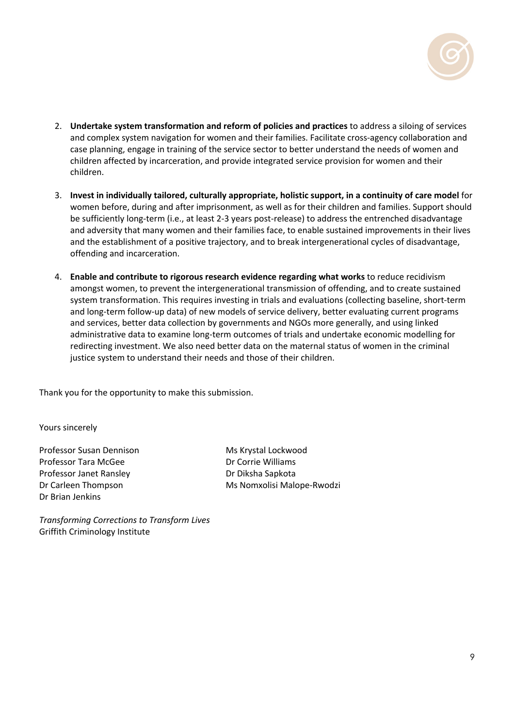2. **Undertake system transformation and reform of policies and practices** to address a siloing of services and complex system navigation for women and their families. Facilitate cross-agency collaboration and case planning, engage in training of the service sector to better understand the needs of women and children affected by incarceration, and provide integrated service provision for women and their children.

3. **Invest in individually tailored, culturally appropriate, holistic support, in a continuity of care model** for women before, during and after imprisonment, as well as for their children and families. Support should be sufficiently long-term (i.e., at least 2-3 years post-release) to address the entrenched disadvantage and adversity that many women and their families face, to enable sustained improvements in their lives and the establishment of a positive trajectory, and to break intergenerational cycles of disadvantage, offending and incarceration.

4. **Enable and contribute to rigorous research evidence regarding what works** to reduce recidivism amongst women, to prevent the intergenerational transmission of offending, and to create sustained system transformation. This requires investing in trials and evaluations (collecting baseline, short-term and long-term follow-up data) of new models of service delivery, better evaluating current programs and services, better data collection by governments and NGOs more generally, and using linked administrative data to examine long-term outcomes of trials and undertake economic modelling for redirecting investment. We also need better data on the maternal status of women in the criminal justice system to understand their needs and those of their children.

Thank you for the opportunity to make this submission.

Yours sincerely

Professor Susan Dennison
Professor Tara McGee
Professor Janet Ransley
Dr Carleen Thompson
Dr Brian Jenkins
Ms Krystal Lockwood
Dr Corrie Williams
Dr Diksha Sapkota
Ms Nomxolisi Malope-Rwodzi

*Transforming Corrections to Transform Lives*
Griffith Criminology Institute